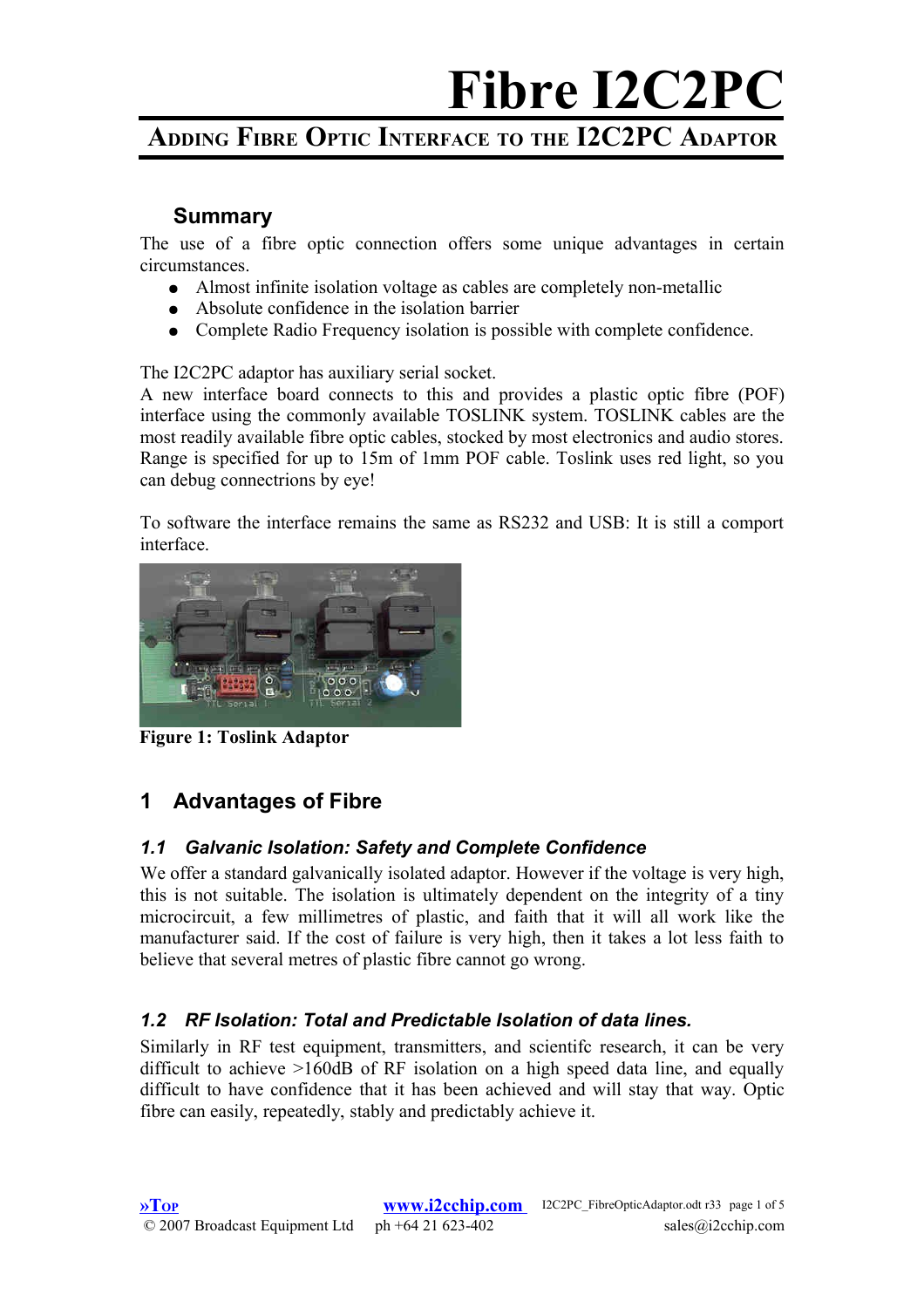# Fibre I2C2PC

## Adding Fibre Optic Interface to the I2C2PC Adaptor

### Summary

The use of a fibre optic connection offers some unique advantages in certain circumstances.

- Almost infinite isolation voltage as cables are completely non-metallic
- Absolute confidence in the isolation barrier
- Complete Radio Frequency isolation is possible with complete confidence.

The I2C2PC adaptor has auxiliary serial socket.
A new interface board connects to this and provides a plastic optic fibre (POF) interface using the commonly available TOSLINK system. TOSLINK cables are the most readily available fibre optic cables, stocked by most electronics and audio stores. Range is specified for up to 15m of 1mm POF cable. Toslink uses red light, so you can debug connectrions by eye!

To software the interface remains the same as RS232 and USB: It is still a comport interface.

**Figure 1: Toslink Adaptor**

## 1 Advantages of Fibre

### *1.1 Galvanic Isolation: Safety and Complete Confidence*

We offer a standard galvanically isolated adaptor. However if the voltage is very high, this is not suitable. The isolation is ultimately dependent on the integrity of a tiny microcircuit, a few millimetres of plastic, and faith that it will all work like the manufacturer said. If the cost of failure is very high, then it takes a lot less faith to believe that several metres of plastic fibre cannot go wrong.

### *1.2 RF Isolation: Total and Predictable Isolation of data lines.*

Similarly in RF test equipment, transmitters, and scientifc research, it can be very difficult to achieve >160dB of RF isolation on a high speed data line, and equally difficult to have confidence that it has been achieved and will stay that way. Optic fibre can easily, repeatedly, stably and predictably achieve it.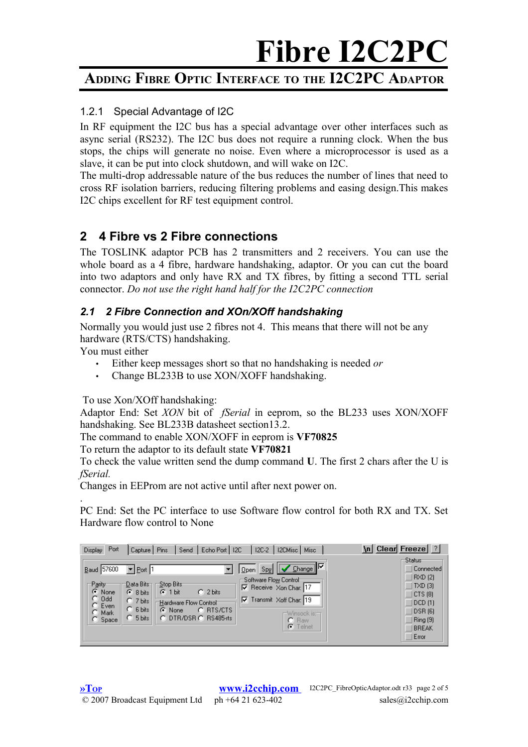### 1.2.1 Special Advantage of I2C

In RF equipment the I2C bus has a special advantage over other interfaces such as async serial (RS232). The I2C bus does not require a running clock. When the bus stops, the chips will generate no noise. Even where a microprocessor is used as a slave, it can be put into clock shutdown, and will wake on I2C.

The multi-drop addressable nature of the bus reduces the number of lines that need to cross RF isolation barriers, reducing filtering problems and easing design.This makes I2C chips excellent for RF test equipment control.

## 2 4 Fibre vs 2 Fibre connections

The TOSLINK adaptor PCB has 2 transmitters and 2 receivers. You can use the whole board as a 4 fibre, hardware handshaking, adaptor. Or you can cut the board into two adaptors and only have RX and TX fibres, by fitting a second TTL serial connector. *Do not use the right hand half for the I2C2PC connection*

### *2.1 2 Fibre Connection and XOn/XOff handshaking*

Normally you would just use 2 fibres not 4. This means that there will not be any hardware (RTS/CTS) handshaking.

You must either

- Either keep messages short so that no handshaking is needed *or*
- Change BL233B to use XON/XOFF handshaking.

To use Xon/XOff handshaking:

Adaptor End: Set *XON* bit of *fSerial* in eeprom, so the BL233 uses XON/XOFF handshaking. See BL233B datasheet section13.2.

The command to enable XON/XOFF in eeprom is **VF70825**

To return the adaptor to its default state **VF70821**

To check the value written send the dump command **U**. The first 2 chars after the U is *fSerial.*

Changes in EEProm are not active until after next power on.

.

PC End: Set the PC interface to use Software flow control for both RX and TX. Set Hardware flow control to None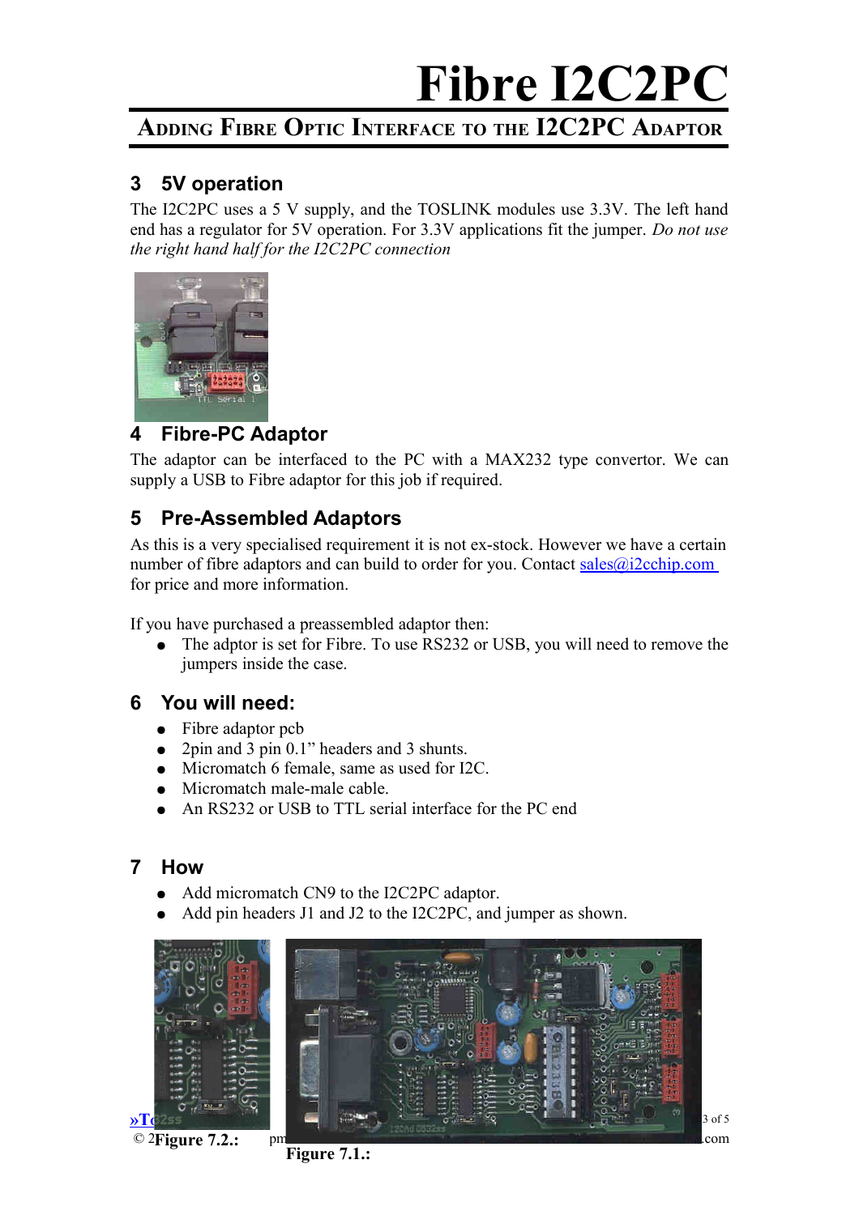# Fibre I2C2PC

## Adding Fibre Optic Interface to the I2C2PC Adaptor

## 3 5V operation

The I2C2PC uses a 5 V supply, and the TOSLINK modules use 3.3V. The left hand end has a regulator for 5V operation. For 3.3V applications fit the jumper. *Do not use the right hand half for the I2C2PC connection*

## 4 Fibre-PC Adaptor

The adaptor can be interfaced to the PC with a MAX232 type convertor. We can supply a USB to Fibre adaptor for this job if required.

## 5 Pre-Assembled Adaptors

As this is a very specialised requirement it is not ex-stock. However we have a certain number of fibre adaptors and can build to order for you. Contact sales@i2cchip.com for price and more information.

If you have purchased a preassembled adaptor then:

- The adptor is set for Fibre. To use RS232 or USB, you will need to remove the jumpers inside the case.

## 6 You will need:

- Fibre adaptor pcb
- 2pin and 3 pin 0.1" headers and 3 shunts.
- Micromatch 6 female, same as used for I2C.
- Micromatch male-male cable.
- An RS232 or USB to TTL serial interface for the PC end

## 7 How

- Add micromatch CN9 to the I2C2PC adaptor.
- Add pin headers J1 and J2 to the I2C2PC, and jumper as shown.

Figure 7.2.:

Figure 7.1.: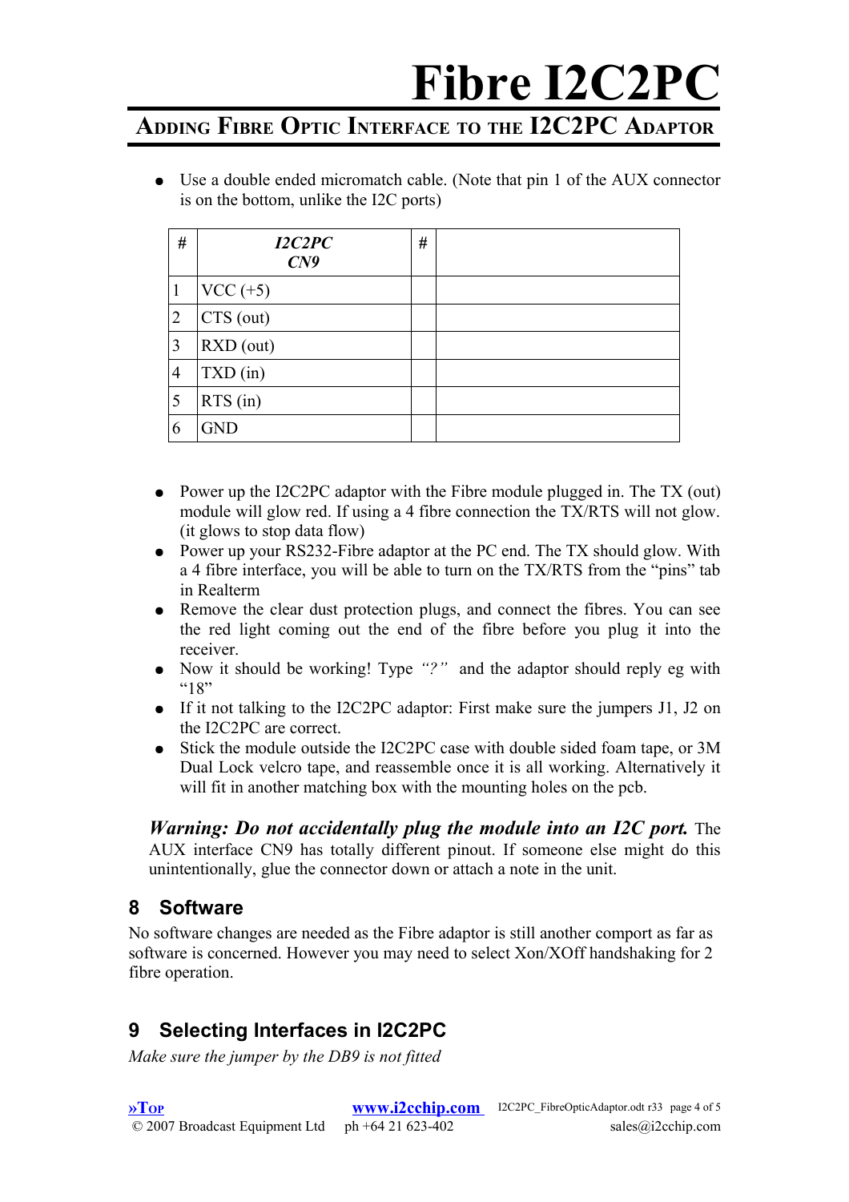- Use a double ended micromatch cable. (Note that pin 1 of the AUX connector is on the bottom, unlike the I2C ports)

| # | ***I2C2PC CN9*** | # | |
|---|---|---|---|
| 1 | VCC (+5) | | |
| 2 | CTS (out) | | |
| 3 | RXD (out) | | |
| 4 | TXD (in) | | |
| 5 | RTS (in) | | |
| 6 | GND | | |

- Power up the I2C2PC adaptor with the Fibre module plugged in. The TX (out) module will glow red. If using a 4 fibre connection the TX/RTS will not glow. (it glows to stop data flow)
- Power up your RS232-Fibre adaptor at the PC end. The TX should glow. With a 4 fibre interface, you will be able to turn on the TX/RTS from the "pins" tab in Realterm
- Remove the clear dust protection plugs, and connect the fibres. You can see the red light coming out the end of the fibre before you plug it into the receiver.
- Now it should be working! Type *"?"* and the adaptor should reply eg with "18"
- If it not talking to the I2C2PC adaptor: First make sure the jumpers J1, J2 on the I2C2PC are correct.
- Stick the module outside the I2C2PC case with double sided foam tape, or 3M Dual Lock velcro tape, and reassemble once it is all working. Alternatively it will fit in another matching box with the mounting holes on the pcb.

***Warning: Do not accidentally plug the module into an I2C port.*** The AUX interface CN9 has totally different pinout. If someone else might do this unintentionally, glue the connector down or attach a note in the unit.

## 8 Software

No software changes are needed as the Fibre adaptor is still another comport as far as software is concerned. However you may need to select Xon/XOff handshaking for 2 fibre operation.

## 9 Selecting Interfaces in I2C2PC

*Make sure the jumper by the DB9 is not fitted*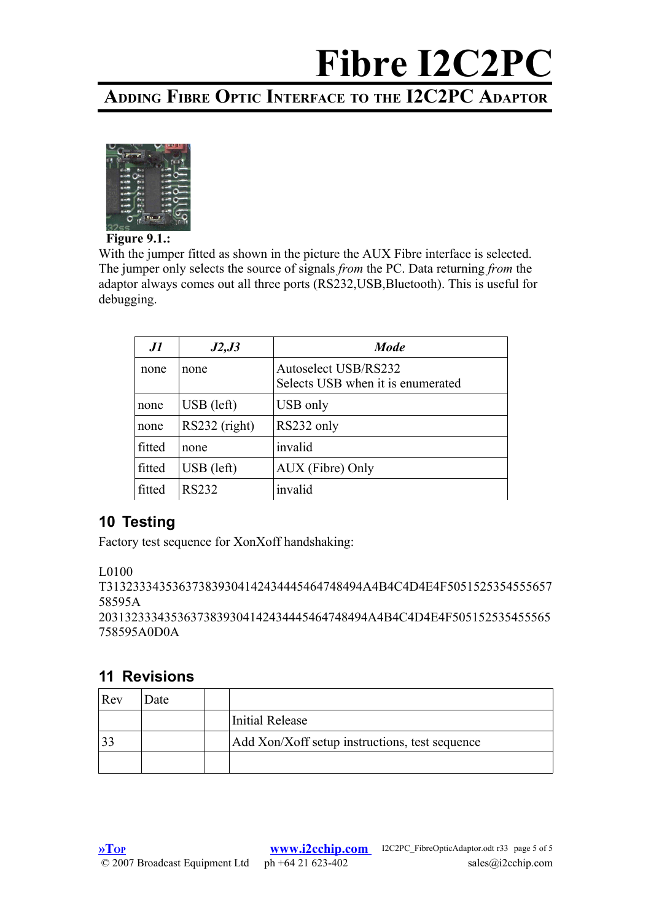**Figure 9.1.:**

With the jumper fitted as shown in the picture the AUX Fibre interface is selected. The jumper only selects the source of signals *from* the PC. Data returning *from* the adaptor always comes out all three ports (RS232,USB,Bluetooth). This is useful for debugging.

| *J1* | *J2,J3* | *Mode* |
|---|---|---|
| none | none | Autoselect USB/RS232<br>Selects USB when it is enumerated |
| none | USB (left) | USB only |
| none | RS232 (right) | RS232 only |
| fitted | none | invalid |
| fitted | USB (left) | AUX (Fibre) Only |
| fitted | RS232 | invalid |

## 10 Testing

Factory test sequence for XonXoff handshaking:

L0100
T313233343536373839304142434445464748494A4B4C4D4E4F505152535455565758595A
20313233343536373839304142434445464748494A4B4C4D4E4F505152535455565758595A0D0A

## 11 Revisions

| Rev | Date | | |
|---|---|---|---|
| | | | Initial Release |
| 33 | | | Add Xon/Xoff setup instructions, test sequence |
| | | | |